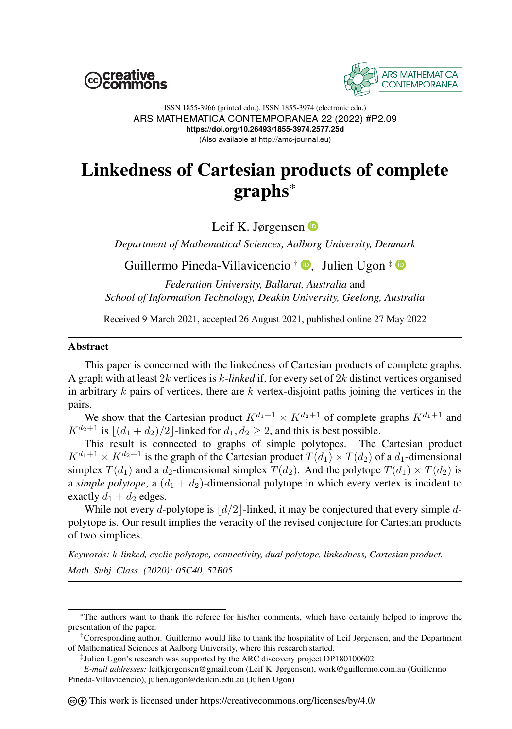ISSN 1855-3966 (printed edn.), ISSN 1855-3974 (electronic edn.)
ARS MATHEMATICA CONTEMPORANEA 22 (2022) #P2.09
**https://doi.org/10.26493/1855-3974.2577.25d**
(Also available at http://amc-journal.eu)

# Linkedness of Cartesian products of complete graphs*

Leif K. Jørgensen

*Department of Mathematical Sciences, Aalborg University, Denmark*

Guillermo Pineda-Villavicencio †, Julien Ugon ‡

*Federation University, Ballarat, Australia* and
*School of Information Technology, Deakin University, Geelong, Australia*

Received 9 March 2021, accepted 26 August 2021, published online 27 May 2022

## Abstract

This paper is concerned with the linkedness of Cartesian products of complete graphs. A graph with at least $2k$ vertices is $k$-*linked* if, for every set of $2k$ distinct vertices organised in arbitrary $k$ pairs of vertices, there are $k$ vertex-disjoint paths joining the vertices in the pairs.

We show that the Cartesian product $K^{d_1+1} \times K^{d_2+1}$ of complete graphs $K^{d_1+1}$ and $K^{d_2+1}$ is $\lfloor (d_1+d_2)/2 \rfloor$-linked for $d_1, d_2 \geq 2$, and this is best possible.

This result is connected to graphs of simple polytopes. The Cartesian product $K^{d_1+1} \times K^{d_2+1}$ is the graph of the Cartesian product $T(d_1) \times T(d_2)$ of a $d_1$-dimensional simplex $T(d_1)$ and a $d_2$-dimensional simplex $T(d_2)$. And the polytope $T(d_1) \times T(d_2)$ is a *simple polytope*, a $(d_1+d_2)$-dimensional polytope in which every vertex is incident to exactly $d_1 + d_2$ edges.

While not every $d$-polytope is $\lfloor d/2 \rfloor$-linked, it may be conjectured that every simple $d$-polytope is. Our result implies the veracity of the revised conjecture for Cartesian products of two simplices.

*Keywords: $k$-linked, cyclic polytope, connectivity, dual polytope, linkedness, Cartesian product.*

*Math. Subj. Class. (2020): 05C40, 52B05*

---

*The authors want to thank the referee for his/her comments, which have certainly helped to improve the presentation of the paper.

†Corresponding author. Guillermo would like to thank the hospitality of Leif Jørgensen, and the Department of Mathematical Sciences at Aalborg University, where this research started.

‡Julien Ugon's research was supported by the ARC discovery project DP180100602.

*E-mail addresses:* leifkjorgensen@gmail.com (Leif K. Jørgensen), work@guillermo.com.au (Guillermo Pineda-Villavicencio), julien.ugon@deakin.edu.au (Julien Ugon)

This work is licensed under https://creativecommons.org/licenses/by/4.0/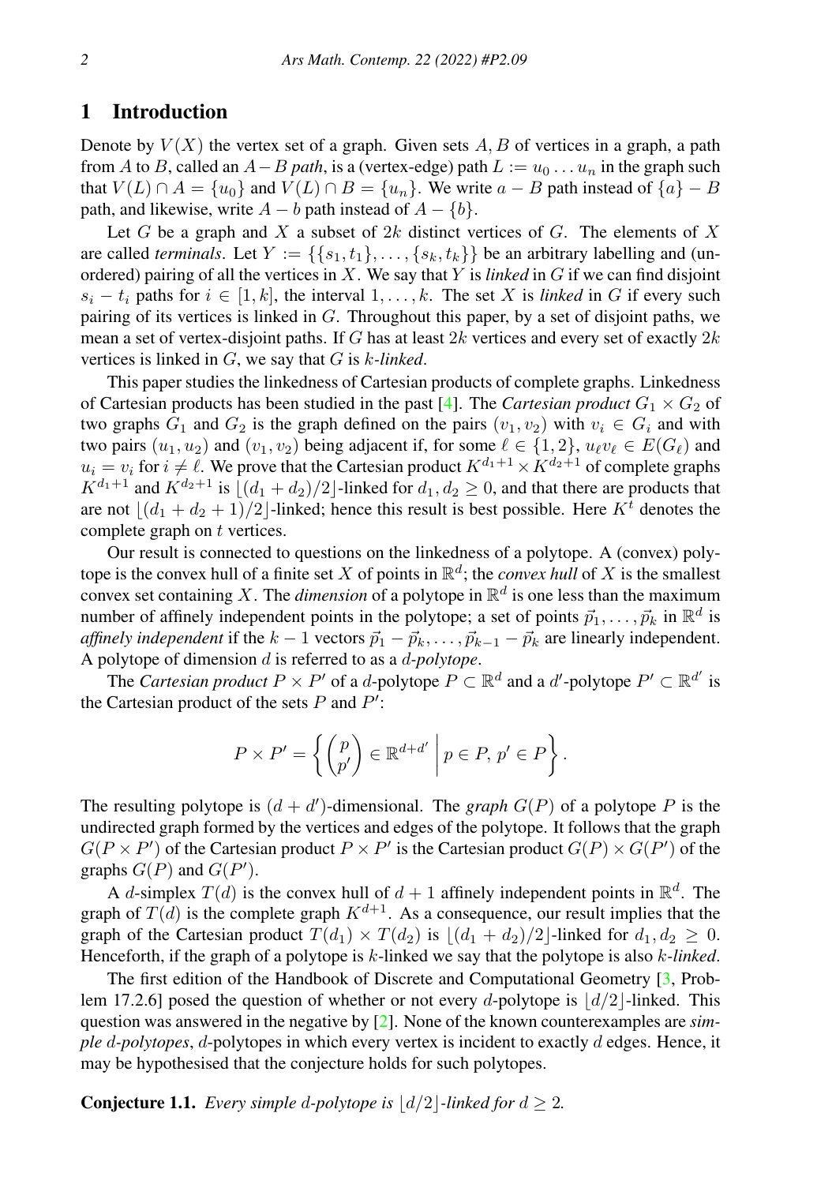# 1 Introduction

Denote by $V(X)$ the vertex set of a graph. Given sets $A, B$ of vertices in a graph, a path from $A$ to $B$, called an $A-B$ *path*, is a (vertex-edge) path $L := u_0 \dots u_n$ in the graph such that $V(L) \cap A = \{u_0\}$ and $V(L) \cap B = \{u_n\}$. We write $a - B$ path instead of $\{a\} - B$ path, and likewise, write $A - b$ path instead of $A - \{b\}$.

Let $G$ be a graph and $X$ a subset of $2k$ distinct vertices of $G$. The elements of $X$ are called *terminals*. Let $Y := \{\{s_1, t_1\}, \dots, \{s_k, t_k\}\}$ be an arbitrary labelling and (unordered) pairing of all the vertices in $X$. We say that $Y$ is *linked* in $G$ if we can find disjoint $s_i - t_i$ paths for $i \in [1, k]$, the interval $1, \dots, k$. The set $X$ is *linked* in $G$ if every such pairing of its vertices is linked in $G$. Throughout this paper, by a set of disjoint paths, we mean a set of vertex-disjoint paths. If $G$ has at least $2k$ vertices and every set of exactly $2k$ vertices is linked in $G$, we say that $G$ is $k$*-linked*.

This paper studies the linkedness of Cartesian products of complete graphs. Linkedness of Cartesian products has been studied in the past [4]. The *Cartesian product* $G_1 \times G_2$ of two graphs $G_1$ and $G_2$ is the graph defined on the pairs $(v_1, v_2)$ with $v_i \in G_i$ and with two pairs $(u_1, u_2)$ and $(v_1, v_2)$ being adjacent if, for some $\ell \in \{1, 2\}$, $u_\ell v_\ell \in E(G_\ell)$ and $u_i = v_i$ for $i \neq \ell$. We prove that the Cartesian product $K^{d_1+1} \times K^{d_2+1}$ of complete graphs $K^{d_1+1}$ and $K^{d_2+1}$ is $\lfloor (d_1 + d_2)/2 \rfloor$-linked for $d_1, d_2 \geq 0$, and that there are products that are not $\lfloor (d_1 + d_2 + 1)/2 \rfloor$-linked; hence this result is best possible. Here $K^t$ denotes the complete graph on $t$ vertices.

Our result is connected to questions on the linkedness of a polytope. A (convex) polytope is the convex hull of a finite set $X$ of points in $\mathbb{R}^d$; the *convex hull* of $X$ is the smallest convex set containing $X$. The *dimension* of a polytope in $\mathbb{R}^d$ is one less than the maximum number of affinely independent points in the polytope; a set of points $\vec{p}_1, \dots, \vec{p}_k$ in $\mathbb{R}^d$ is *affinely independent* if the $k-1$ vectors $\vec{p}_1 - \vec{p}_k, \dots, \vec{p}_{k-1} - \vec{p}_k$ are linearly independent. A polytope of dimension $d$ is referred to as a $d$*-polytope*.

The *Cartesian product* $P \times P'$ of a $d$-polytope $P \subset \mathbb{R}^d$ and a $d'$-polytope $P' \subset \mathbb{R}^{d'}$ is the Cartesian product of the sets $P$ and $P'$:

$$P \times P' = \left\{ \begin{pmatrix} p \\ p' \end{pmatrix} \in \mathbb{R}^{d+d'} \;\middle|\; p \in P,\, p' \in P \right\}.$$

The resulting polytope is $(d + d')$-dimensional. The *graph* $G(P)$ of a polytope $P$ is the undirected graph formed by the vertices and edges of the polytope. It follows that the graph $G(P \times P')$ of the Cartesian product $P \times P'$ is the Cartesian product $G(P) \times G(P')$ of the graphs $G(P)$ and $G(P')$.

A $d$-simplex $T(d)$ is the convex hull of $d + 1$ affinely independent points in $\mathbb{R}^d$. The graph of $T(d)$ is the complete graph $K^{d+1}$. As a consequence, our result implies that the graph of the Cartesian product $T(d_1) \times T(d_2)$ is $\lfloor (d_1 + d_2)/2 \rfloor$-linked for $d_1, d_2 \geq 0$. Henceforth, if the graph of a polytope is $k$-linked we say that the polytope is also $k$*-linked*.

The first edition of the Handbook of Discrete and Computational Geometry [3, Problem 17.2.6] posed the question of whether or not every $d$-polytope is $\lfloor d/2 \rfloor$-linked. This question was answered in the negative by [2]. None of the known counterexamples are *simple $d$-polytopes*, $d$-polytopes in which every vertex is incident to exactly $d$ edges. Hence, it may be hypothesised that the conjecture holds for such polytopes.

**Conjecture 1.1.** *Every simple $d$-polytope is $\lfloor d/2 \rfloor$-linked for $d \geq 2$.*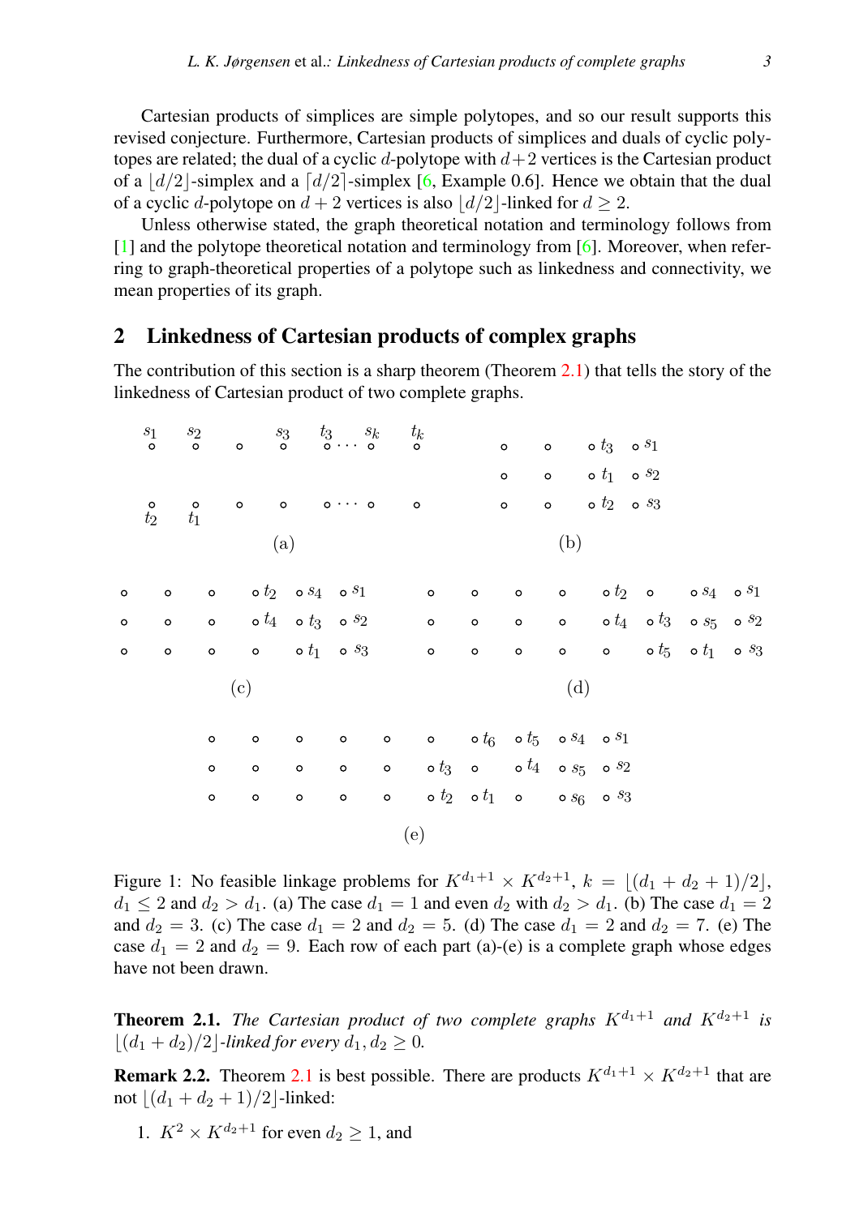Cartesian products of simplices are simple polytopes, and so our result supports this revised conjecture. Furthermore, Cartesian products of simplices and duals of cyclic polytopes are related; the dual of a cyclic $d$-polytope with $d+2$ vertices is the Cartesian product of a $\lfloor d/2 \rfloor$-simplex and a $\lceil d/2 \rceil$-simplex [6, Example 0.6]. Hence we obtain that the dual of a cyclic $d$-polytope on $d+2$ vertices is also $\lfloor d/2 \rfloor$-linked for $d \geq 2$.

Unless otherwise stated, the graph theoretical notation and terminology follows from [1] and the polytope theoretical notation and terminology from [6]. Moreover, when referring to graph-theoretical properties of a polytope such as linkedness and connectivity, we mean properties of its graph.

## 2 Linkedness of Cartesian products of complex graphs

The contribution of this section is a sharp theorem (Theorem 2.1) that tells the story of the linkedness of Cartesian product of two complete graphs.

Figure 1: No feasible linkage problems for $K^{d_1+1} \times K^{d_2+1}$, $k = \lfloor (d_1 + d_2 + 1)/2 \rfloor$, $d_1 \leq 2$ and $d_2 > d_1$. (a) The case $d_1 = 1$ and even $d_2$ with $d_2 > d_1$. (b) The case $d_1 = 2$ and $d_2 = 3$. (c) The case $d_1 = 2$ and $d_2 = 5$. (d) The case $d_1 = 2$ and $d_2 = 7$. (e) The case $d_1 = 2$ and $d_2 = 9$. Each row of each part (a)-(e) is a complete graph whose edges have not been drawn.

**Theorem 2.1.** *The Cartesian product of two complete graphs $K^{d_1+1}$ and $K^{d_2+1}$ is $\lfloor (d_1 + d_2)/2 \rfloor$-linked for every $d_1, d_2 \geq 0$.*

**Remark 2.2.** Theorem 2.1 is best possible. There are products $K^{d_1+1} \times K^{d_2+1}$ that are not $\lfloor (d_1 + d_2 + 1)/2 \rfloor$-linked:

1. $K^2 \times K^{d_2+1}$ for even $d_2 \geq 1$, and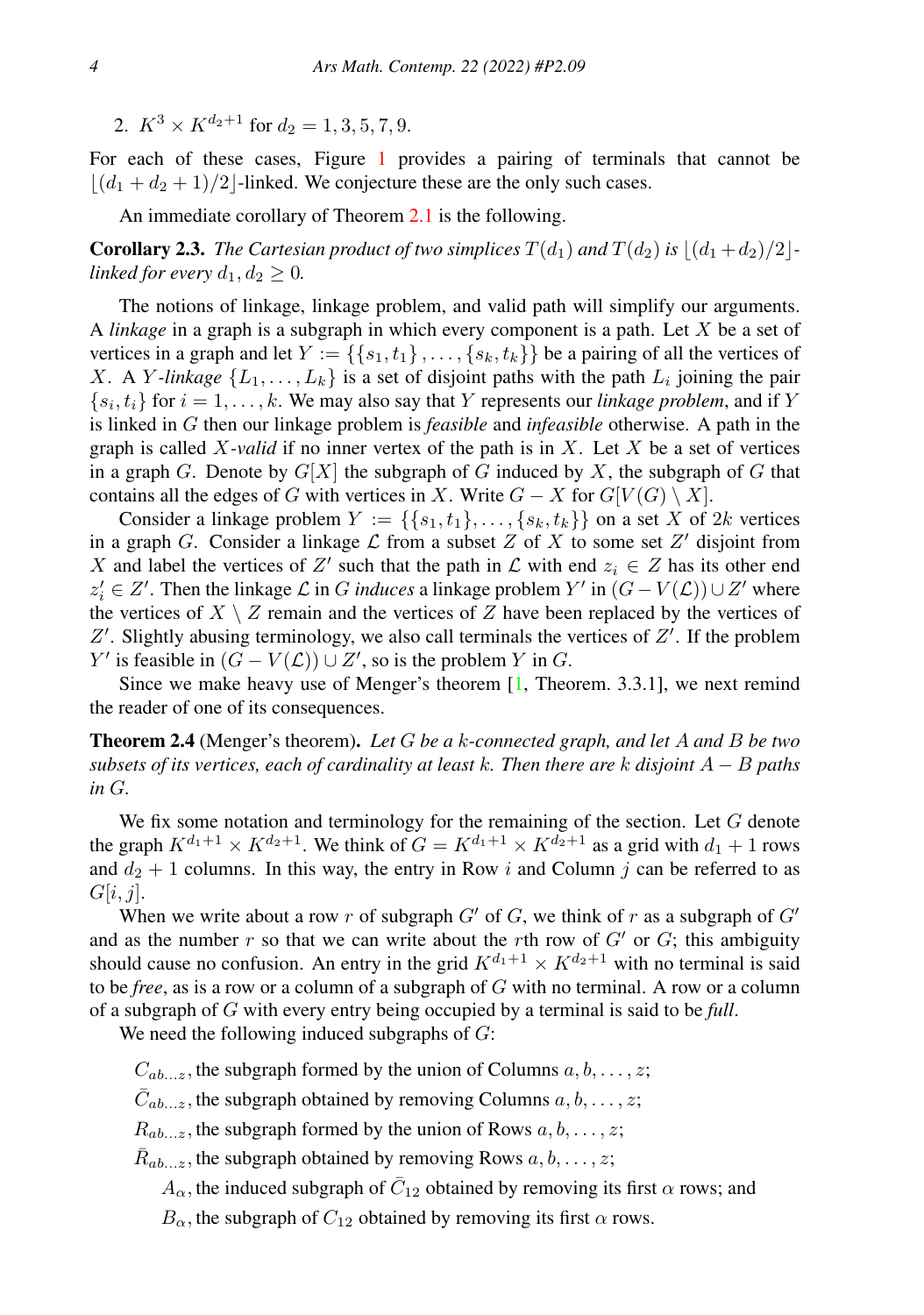2. $K^3 \times K^{d_2+1}$ for $d_2 = 1, 3, 5, 7, 9$.

For each of these cases, Figure 1 provides a pairing of terminals that cannot be $\lfloor (d_1 + d_2 + 1)/2 \rfloor$-linked. We conjecture these are the only such cases.

An immediate corollary of Theorem 2.1 is the following.

**Corollary 2.3.** *The Cartesian product of two simplices $T(d_1)$ and $T(d_2)$ is $\lfloor (d_1 + d_2)/2 \rfloor$-linked for every $d_1, d_2 \geq 0$.*

The notions of linkage, linkage problem, and valid path will simplify our arguments. A *linkage* in a graph is a subgraph in which every component is a path. Let $X$ be a set of vertices in a graph and let $Y := \{\{s_1, t_1\}, \ldots, \{s_k, t_k\}\}$ be a pairing of all the vertices of $X$. A *$Y$-linkage* $\{L_1, \ldots, L_k\}$ is a set of disjoint paths with the path $L_i$ joining the pair $\{s_i, t_i\}$ for $i = 1, \ldots, k$. We may also say that $Y$ represents our *linkage problem*, and if $Y$ is linked in $G$ then our linkage problem is *feasible* and *infeasible* otherwise. A path in the graph is called *$X$-valid* if no inner vertex of the path is in $X$. Let $X$ be a set of vertices in a graph $G$. Denote by $G[X]$ the subgraph of $G$ induced by $X$, the subgraph of $G$ that contains all the edges of $G$ with vertices in $X$. Write $G - X$ for $G[V(G) \setminus X]$.

Consider a linkage problem $Y := \{\{s_1, t_1\}, \ldots, \{s_k, t_k\}\}$ on a set $X$ of $2k$ vertices in a graph $G$. Consider a linkage $\mathcal{L}$ from a subset $Z$ of $X$ to some set $Z'$ disjoint from $X$ and label the vertices of $Z'$ such that the path in $\mathcal{L}$ with end $z_i \in Z$ has its other end $z'_i \in Z'$. Then the linkage $\mathcal{L}$ in $G$ *induces* a linkage problem $Y'$ in $(G - V(\mathcal{L})) \cup Z'$ where the vertices of $X \setminus Z$ remain and the vertices of $Z$ have been replaced by the vertices of $Z'$. Slightly abusing terminology, we also call terminals the vertices of $Z'$. If the problem $Y'$ is feasible in $(G - V(\mathcal{L})) \cup Z'$, so is the problem $Y$ in $G$.

Since we make heavy use of Menger's theorem [1, Theorem. 3.3.1], we next remind the reader of one of its consequences.

**Theorem 2.4** (Menger's theorem). *Let $G$ be a $k$-connected graph, and let $A$ and $B$ be two subsets of its vertices, each of cardinality at least $k$. Then there are $k$ disjoint $A - B$ paths in $G$.*

We fix some notation and terminology for the remaining of the section. Let $G$ denote the graph $K^{d_1+1} \times K^{d_2+1}$. We think of $G = K^{d_1+1} \times K^{d_2+1}$ as a grid with $d_1 + 1$ rows and $d_2 + 1$ columns. In this way, the entry in Row $i$ and Column $j$ can be referred to as $G[i, j]$.

When we write about a row $r$ of subgraph $G'$ of $G$, we think of $r$ as a subgraph of $G'$ and as the number $r$ so that we can write about the $r$th row of $G'$ or $G$; this ambiguity should cause no confusion. An entry in the grid $K^{d_1+1} \times K^{d_2+1}$ with no terminal is said to be *free*, as is a row or a column of a subgraph of $G$ with no terminal. A row or a column of a subgraph of $G$ with every entry being occupied by a terminal is said to be *full*.

We need the following induced subgraphs of $G$:

- $C_{ab\ldots z}$, the subgraph formed by the union of Columns $a, b, \ldots, z$;
- $\bar{C}_{ab\ldots z}$, the subgraph obtained by removing Columns $a, b, \ldots, z$;
- $R_{ab\ldots z}$, the subgraph formed by the union of Rows $a, b, \ldots, z$;
- $\bar{R}_{ab\ldots z}$, the subgraph obtained by removing Rows $a, b, \ldots, z$;
- $A_\alpha$, the induced subgraph of $\bar{C}_{12}$ obtained by removing its first $\alpha$ rows; and
- $B_\alpha$, the subgraph of $C_{12}$ obtained by removing its first $\alpha$ rows.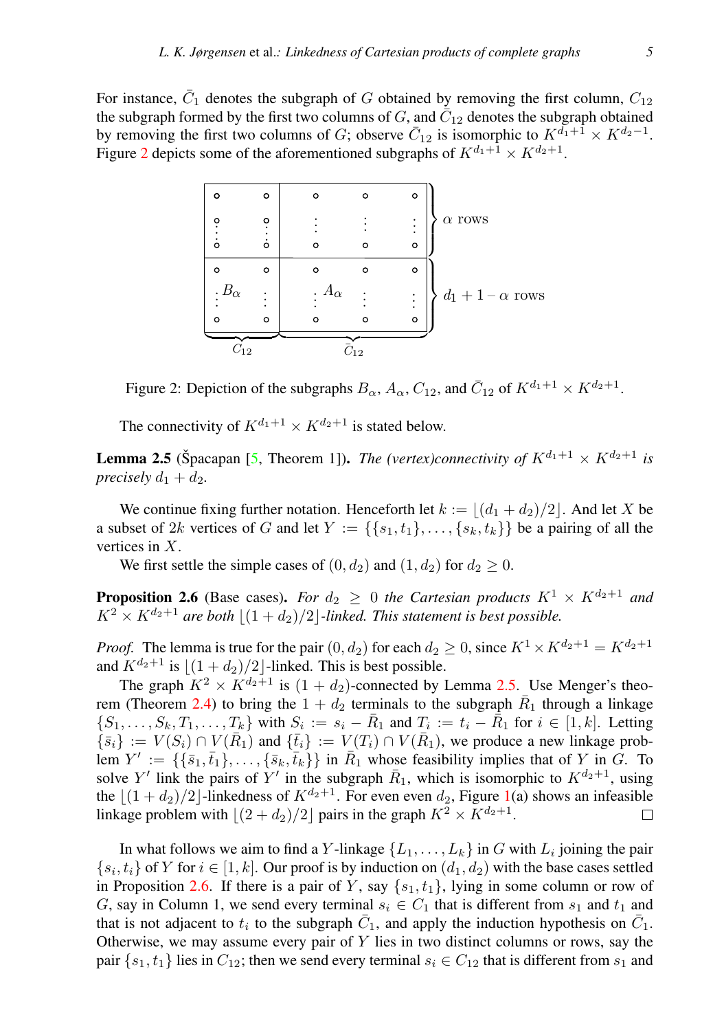For instance, $\bar{C}_1$ denotes the subgraph of $G$ obtained by removing the first column, $C_{12}$ the subgraph formed by the first two columns of $G$, and $\bar{C}_{12}$ denotes the subgraph obtained by removing the first two columns of $G$; observe $\bar{C}_{12}$ is isomorphic to $K^{d_1+1} \times K^{d_2-1}$. Figure 2 depicts some of the aforementioned subgraphs of $K^{d_1+1} \times K^{d_2+1}$.

Figure 2: Depiction of the subgraphs $B_\alpha$, $A_\alpha$, $C_{12}$, and $\bar{C}_{12}$ of $K^{d_1+1} \times K^{d_2+1}$.

The connectivity of $K^{d_1+1} \times K^{d_2+1}$ is stated below.

**Lemma 2.5** (Špacapan [5, Theorem 1]). *The (vertex)connectivity of $K^{d_1+1} \times K^{d_2+1}$ is precisely $d_1 + d_2$.*

We continue fixing further notation. Henceforth let $k := \lfloor (d_1 + d_2)/2 \rfloor$. And let $X$ be a subset of $2k$ vertices of $G$ and let $Y := \{\{s_1, t_1\}, \ldots, \{s_k, t_k\}\}$ be a pairing of all the vertices in $X$.

We first settle the simple cases of $(0, d_2)$ and $(1, d_2)$ for $d_2 \geq 0$.

**Proposition 2.6** (Base cases). *For $d_2 \geq 0$ the Cartesian products $K^1 \times K^{d_2+1}$ and $K^2 \times K^{d_2+1}$ are both $\lfloor (1 + d_2)/2 \rfloor$-linked. This statement is best possible.*

*Proof.* The lemma is true for the pair $(0, d_2)$ for each $d_2 \geq 0$, since $K^1 \times K^{d_2+1} = K^{d_2+1}$ and $K^{d_2+1}$ is $\lfloor (1 + d_2)/2 \rfloor$-linked. This is best possible.

The graph $K^2 \times K^{d_2+1}$ is $(1 + d_2)$-connected by Lemma 2.5. Use Menger's theorem (Theorem 2.4) to bring the $1 + d_2$ terminals to the subgraph $\bar{R}_1$ through a linkage $\{S_1, \ldots, S_k, T_1, \ldots, T_k\}$ with $S_i := s_i - \bar{R}_1$ and $T_i := t_i - \bar{R}_1$ for $i \in [1, k]$. Letting $\{\bar{s}_i\} := V(S_i) \cap V(\bar{R}_1)$ and $\{\bar{t}_i\} := V(T_i) \cap V(\bar{R}_1)$, we produce a new linkage problem $Y' := \{\{\bar{s}_1, \bar{t}_1\}, \ldots, \{\bar{s}_k, \bar{t}_k\}\}$ in $\bar{R}_1$ whose feasibility implies that of $Y$ in $G$. To solve $Y'$ link the pairs of $Y'$ in the subgraph $\bar{R}_1$, which is isomorphic to $K^{d_2+1}$, using the $\lfloor (1 + d_2)/2 \rfloor$-linkedness of $K^{d_2+1}$. For even even $d_2$, Figure 1(a) shows an infeasible linkage problem with $\lfloor (2 + d_2)/2 \rfloor$ pairs in the graph $K^2 \times K^{d_2+1}$. □

In what follows we aim to find a $Y$-linkage $\{L_1, \ldots, L_k\}$ in $G$ with $L_i$ joining the pair $\{s_i, t_i\}$ of $Y$ for $i \in [1, k]$. Our proof is by induction on $(d_1, d_2)$ with the base cases settled in Proposition 2.6. If there is a pair of $Y$, say $\{s_1, t_1\}$, lying in some column or row of $G$, say in Column 1, we send every terminal $s_i \in C_1$ that is different from $s_1$ and $t_1$ and that is not adjacent to $t_i$ to the subgraph $\bar{C}_1$, and apply the induction hypothesis on $\bar{C}_1$. Otherwise, we may assume every pair of $Y$ lies in two distinct columns or rows, say the pair $\{s_1, t_1\}$ lies in $C_{12}$; then we send every terminal $s_i \in C_{12}$ that is different from $s_1$ and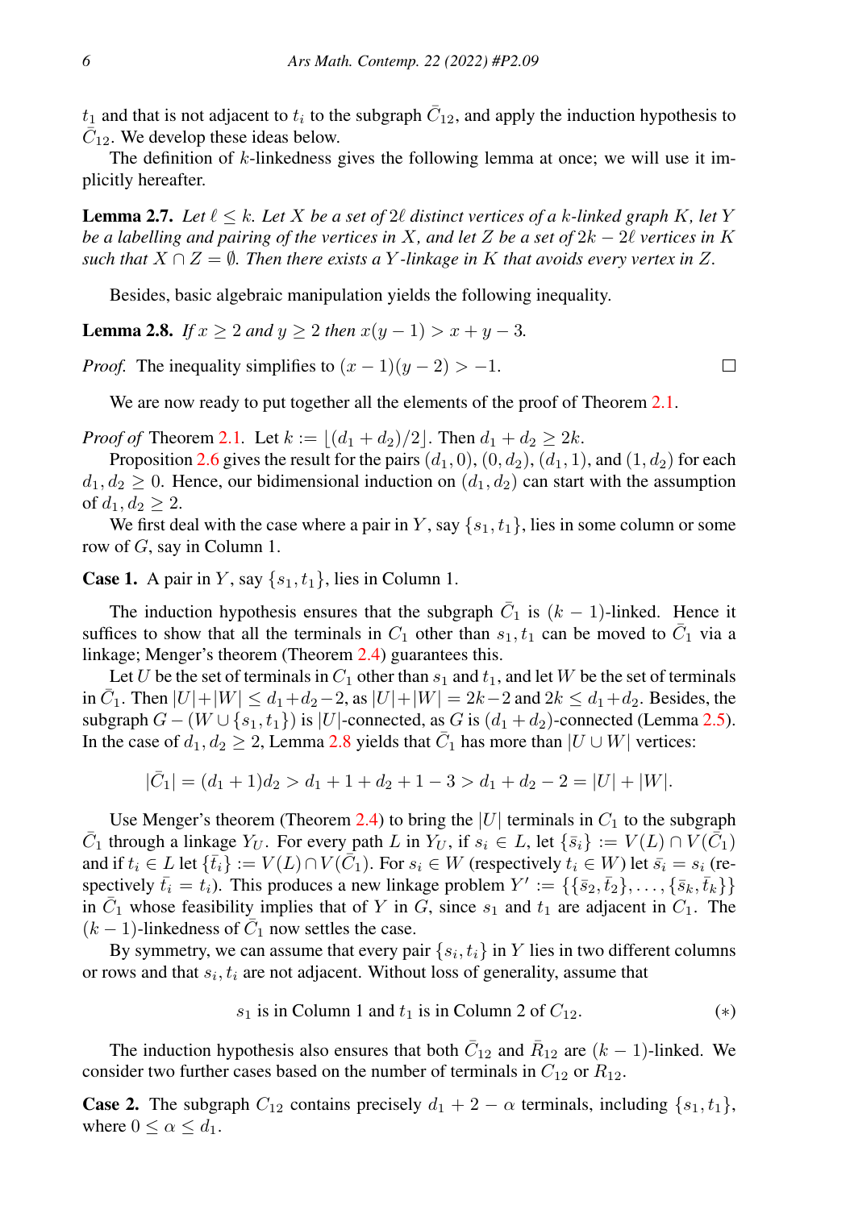$t_1$ and that is not adjacent to $t_i$ to the subgraph $\bar{C}_{12}$, and apply the induction hypothesis to $\bar{C}_{12}$. We develop these ideas below.

The definition of $k$-linkedness gives the following lemma at once; we will use it implicitly hereafter.

**Lemma 2.7.** *Let $\ell \le k$. Let $X$ be a set of $2\ell$ distinct vertices of a $k$-linked graph $K$, let $Y$ be a labelling and pairing of the vertices in $X$, and let $Z$ be a set of $2k - 2\ell$ vertices in $K$ such that $X \cap Z = \emptyset$. Then there exists a $Y$-linkage in $K$ that avoids every vertex in $Z$.*

Besides, basic algebraic manipulation yields the following inequality.

**Lemma 2.8.** *If $x \ge 2$ and $y \ge 2$ then $x(y-1) > x + y - 3$.*

*Proof.* The inequality simplifies to $(x-1)(y-2) > -1$. □

We are now ready to put together all the elements of the proof of Theorem 2.1.

*Proof of* Theorem 2.1. Let $k := \lfloor (d_1 + d_2)/2 \rfloor$. Then $d_1 + d_2 \ge 2k$.

Proposition 2.6 gives the result for the pairs $(d_1, 0)$, $(0, d_2)$, $(d_1, 1)$, and $(1, d_2)$ for each $d_1, d_2 \ge 0$. Hence, our bidimensional induction on $(d_1, d_2)$ can start with the assumption of $d_1, d_2 \ge 2$.

We first deal with the case where a pair in $Y$, say $\{s_1, t_1\}$, lies in some column or some row of $G$, say in Column 1.

**Case 1.** A pair in $Y$, say $\{s_1, t_1\}$, lies in Column 1.

The induction hypothesis ensures that the subgraph $\bar{C}_1$ is $(k-1)$-linked. Hence it suffices to show that all the terminals in $C_1$ other than $s_1, t_1$ can be moved to $\bar{C}_1$ via a linkage; Menger's theorem (Theorem 2.4) guarantees this.

Let $U$ be the set of terminals in $C_1$ other than $s_1$ and $t_1$, and let $W$ be the set of terminals in $\bar{C}_1$. Then $|U| + |W| \le d_1 + d_2 - 2$, as $|U| + |W| = 2k - 2$ and $2k \le d_1 + d_2$. Besides, the subgraph $G - (W \cup \{s_1, t_1\})$ is $|U|$-connected, as $G$ is $(d_1 + d_2)$-connected (Lemma 2.5). In the case of $d_1, d_2 \ge 2$, Lemma 2.8 yields that $\bar{C}_1$ has more than $|U \cup W|$ vertices:

$$|\bar{C}_1| = (d_1 + 1)d_2 > d_1 + 1 + d_2 + 1 - 3 > d_1 + d_2 - 2 = |U| + |W|.$$

Use Menger's theorem (Theorem 2.4) to bring the $|U|$ terminals in $C_1$ to the subgraph $\bar{C}_1$ through a linkage $Y_U$. For every path $L$ in $Y_U$, if $s_i \in L$, let $\{\bar{s}_i\} := V(L) \cap V(\bar{C}_1)$ and if $t_i \in L$ let $\{\bar{t}_i\} := V(L) \cap V(\bar{C}_1)$. For $s_i \in W$ (respectively $t_i \in W$) let $\bar{s}_i = s_i$ (respectively $\bar{t}_i = t_i$). This produces a new linkage problem $Y' := \{\{\bar{s}_2, \bar{t}_2\}, \ldots, \{\bar{s}_k, \bar{t}_k\}\}$ in $\bar{C}_1$ whose feasibility implies that of $Y$ in $G$, since $s_1$ and $t_1$ are adjacent in $C_1$. The $(k-1)$-linkedness of $\bar{C}_1$ now settles the case.

By symmetry, we can assume that every pair $\{s_i, t_i\}$ in $Y$ lies in two different columns or rows and that $s_i, t_i$ are not adjacent. Without loss of generality, assume that

$$s_1 \text{ is in Column 1 and } t_1 \text{ is in Column 2 of } C_{12}. \qquad (*)$$

The induction hypothesis also ensures that both $\bar{C}_{12}$ and $\bar{R}_{12}$ are $(k-1)$-linked. We consider two further cases based on the number of terminals in $C_{12}$ or $R_{12}$.

**Case 2.** The subgraph $C_{12}$ contains precisely $d_1 + 2 - \alpha$ terminals, including $\{s_1, t_1\}$, where $0 \le \alpha \le d_1$.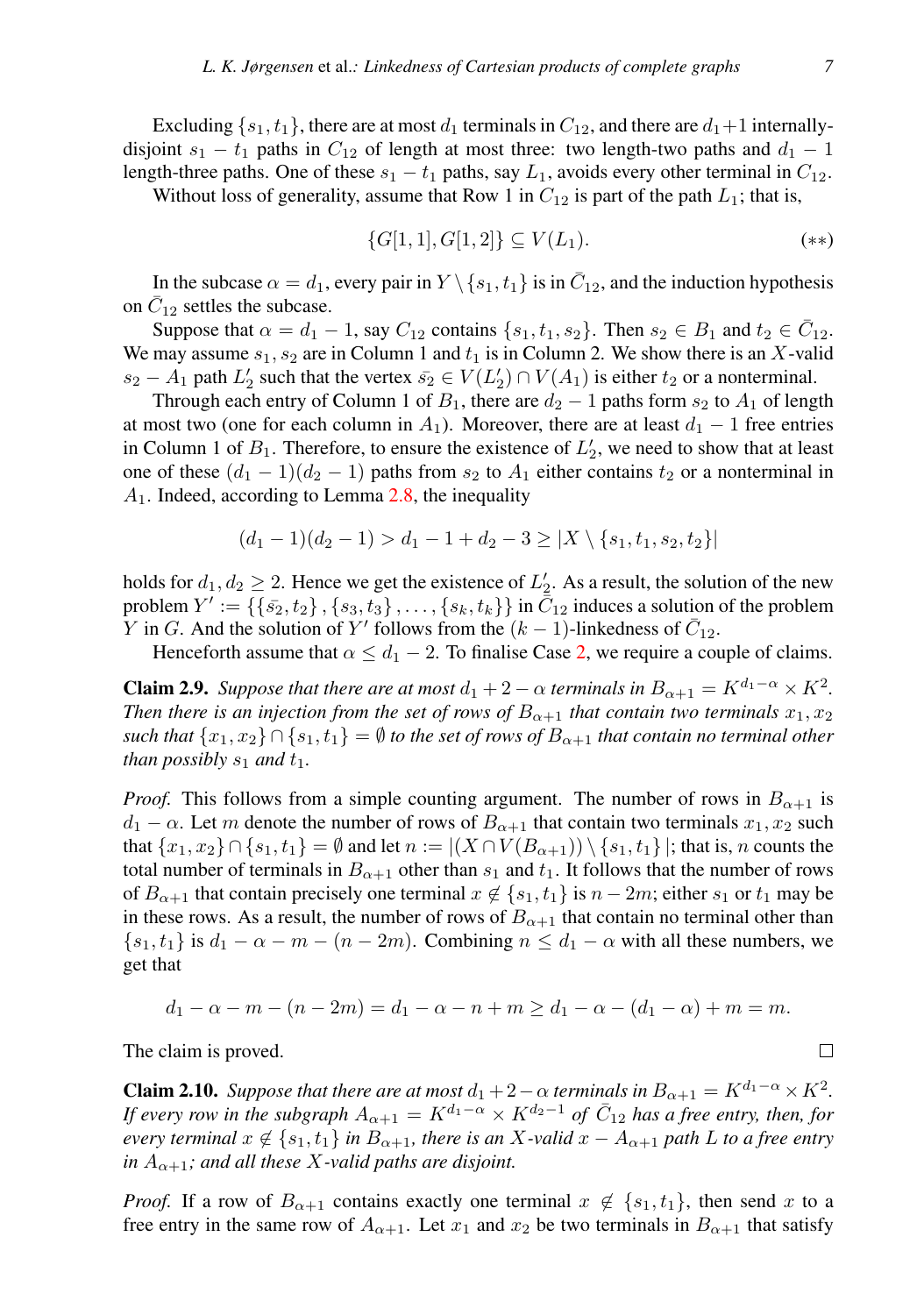Excluding $\{s_1, t_1\}$, there are at most $d_1$ terminals in $C_{12}$, and there are $d_1+1$ internally-disjoint $s_1 - t_1$ paths in $C_{12}$ of length at most three: two length-two paths and $d_1 - 1$ length-three paths. One of these $s_1 - t_1$ paths, say $L_1$, avoids every other terminal in $C_{12}$.

Without loss of generality, assume that Row 1 in $C_{12}$ is part of the path $L_1$; that is,

$$\{G[1,1], G[1,2]\} \subseteq V(L_1). \tag{$**$}$$

In the subcase $\alpha = d_1$, every pair in $Y \setminus \{s_1, t_1\}$ is in $\bar{C}_{12}$, and the induction hypothesis on $\bar{C}_{12}$ settles the subcase.

Suppose that $\alpha = d_1 - 1$, say $C_{12}$ contains $\{s_1, t_1, s_2\}$. Then $s_2 \in B_1$ and $t_2 \in \bar{C}_{12}$. We may assume $s_1, s_2$ are in Column 1 and $t_1$ is in Column 2. We show there is an $X$-valid $s_2 - A_1$ path $L_2'$ such that the vertex $\bar{s_2} \in V(L_2') \cap V(A_1)$ is either $t_2$ or a nonterminal.

Through each entry of Column 1 of $B_1$, there are $d_2 - 1$ paths form $s_2$ to $A_1$ of length at most two (one for each column in $A_1$). Moreover, there are at least $d_1 - 1$ free entries in Column 1 of $B_1$. Therefore, to ensure the existence of $L_2'$, we need to show that at least one of these $(d_1-1)(d_2-1)$ paths from $s_2$ to $A_1$ either contains $t_2$ or a nonterminal in $A_1$. Indeed, according to Lemma 2.8, the inequality

$$(d_1-1)(d_2-1) > d_1 - 1 + d_2 - 3 \geq |X \setminus \{s_1, t_1, s_2, t_2\}|$$

holds for $d_1, d_2 \geq 2$. Hence we get the existence of $L_2'$. As a result, the solution of the new problem $Y' := \{\{\bar{s_2}, t_2\}, \{s_3, t_3\}, \ldots, \{s_k, t_k\}\}$ in $\bar{C}_{12}$ induces a solution of the problem $Y$ in $G$. And the solution of $Y'$ follows from the $(k-1)$-linkedness of $\bar{C}_{12}$.

Henceforth assume that $\alpha \leq d_1 - 2$. To finalise Case 2, we require a couple of claims.

**Claim 2.9.** *Suppose that there are at most $d_1 + 2 - \alpha$ terminals in $B_{\alpha+1} = K^{d_1-\alpha} \times K^2$. Then there is an injection from the set of rows of $B_{\alpha+1}$ that contain two terminals $x_1, x_2$ such that $\{x_1, x_2\} \cap \{s_1, t_1\} = \emptyset$ to the set of rows of $B_{\alpha+1}$ that contain no terminal other than possibly $s_1$ and $t_1$.*

*Proof.* This follows from a simple counting argument. The number of rows in $B_{\alpha+1}$ is $d_1 - \alpha$. Let $m$ denote the number of rows of $B_{\alpha+1}$ that contain two terminals $x_1, x_2$ such that $\{x_1, x_2\} \cap \{s_1, t_1\} = \emptyset$ and let $n := |(X \cap V(B_{\alpha+1})) \setminus \{s_1, t_1\}|$; that is, $n$ counts the total number of terminals in $B_{\alpha+1}$ other than $s_1$ and $t_1$. It follows that the number of rows of $B_{\alpha+1}$ that contain precisely one terminal $x \notin \{s_1, t_1\}$ is $n - 2m$; either $s_1$ or $t_1$ may be in these rows. As a result, the number of rows of $B_{\alpha+1}$ that contain no terminal other than $\{s_1, t_1\}$ is $d_1 - \alpha - m - (n - 2m)$. Combining $n \leq d_1 - \alpha$ with all these numbers, we get that

$$d_1 - \alpha - m - (n-2m) = d_1 - \alpha - n + m \geq d_1 - \alpha - (d_1 - \alpha) + m = m.$$

The claim is proved. ∎

**Claim 2.10.** *Suppose that there are at most $d_1 + 2 - \alpha$ terminals in $B_{\alpha+1} = K^{d_1-\alpha} \times K^2$. If every row in the subgraph $A_{\alpha+1} = K^{d_1-\alpha} \times K^{d_2-1}$ of $\bar{C}_{12}$ has a free entry, then, for every terminal $x \notin \{s_1, t_1\}$ in $B_{\alpha+1}$, there is an $X$-valid $x - A_{\alpha+1}$ path $L$ to a free entry in $A_{\alpha+1}$; and all these $X$-valid paths are disjoint.*

*Proof.* If a row of $B_{\alpha+1}$ contains exactly one terminal $x \notin \{s_1, t_1\}$, then send $x$ to a free entry in the same row of $A_{\alpha+1}$. Let $x_1$ and $x_2$ be two terminals in $B_{\alpha+1}$ that satisfy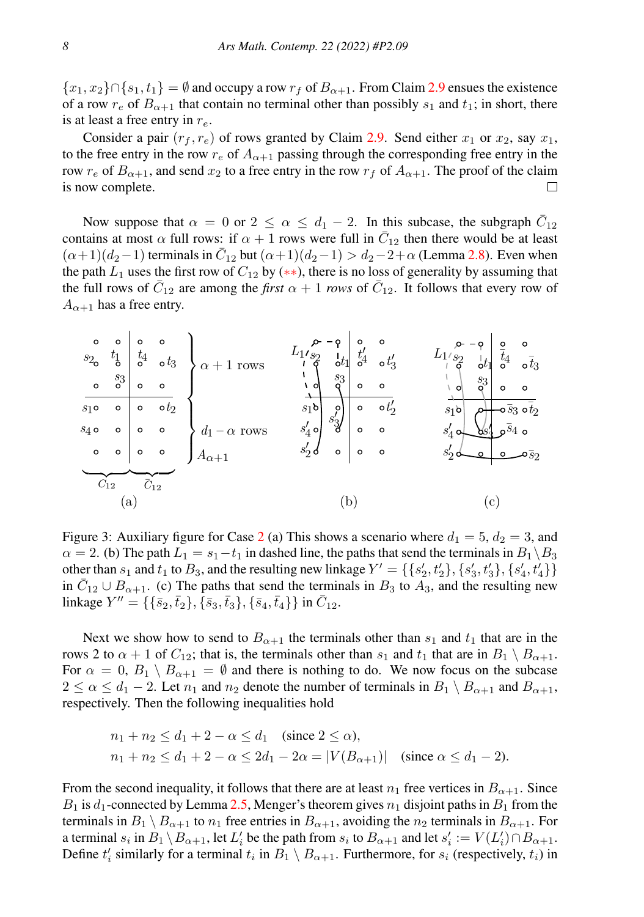$\{x_1, x_2\} \cap \{s_1, t_1\} = \emptyset$ and occupy a row $r_f$ of $B_{\alpha+1}$. From Claim 2.9 ensues the existence of a row $r_e$ of $B_{\alpha+1}$ that contain no terminal other than possibly $s_1$ and $t_1$; in short, there is at least a free entry in $r_e$.

Consider a pair $(r_f, r_e)$ of rows granted by Claim 2.9. Send either $x_1$ or $x_2$, say $x_1$, to the free entry in the row $r_e$ of $A_{\alpha+1}$ passing through the corresponding free entry in the row $r_e$ of $B_{\alpha+1}$, and send $x_2$ to a free entry in the row $r_f$ of $A_{\alpha+1}$. The proof of the claim is now complete. □

Now suppose that $\alpha = 0$ or $2 \le \alpha \le d_1 - 2$. In this subcase, the subgraph $\bar{C}_{12}$ contains at most $\alpha$ full rows: if $\alpha + 1$ rows were full in $\bar{C}_{12}$ then there would be at least $(\alpha+1)(d_2-1)$ terminals in $\bar{C}_{12}$ but $(\alpha+1)(d_2-1) > d_2 - 2 + \alpha$ (Lemma 2.8). Even when the path $L_1$ uses the first row of $C_{12}$ by (∗∗), there is no loss of generality by assuming that the full rows of $\bar{C}_{12}$ are among the *first* $\alpha + 1$ *rows* of $\bar{C}_{12}$. It follows that every row of $A_{\alpha+1}$ has a free entry.

Figure 3: Auxiliary figure for Case 2 (a) This shows a scenario where $d_1 = 5$, $d_2 = 3$, and $\alpha = 2$. (b) The path $L_1 = s_1 - t_1$ in dashed line, the paths that send the terminals in $B_1 \setminus B_3$ other than $s_1$ and $t_1$ to $B_3$, and the resulting new linkage $Y' = \{\{s_2', t_2'\}, \{s_3', t_3'\}, \{s_4', t_4'\}\}$ in $\bar{C}_{12} \cup B_{\alpha+1}$. (c) The paths that send the terminals in $B_3$ to $A_3$, and the resulting new linkage $Y'' = \{\{\bar{s}_2, \bar{t}_2\}, \{\bar{s}_3, \bar{t}_3\}, \{\bar{s}_4, \bar{t}_4\}\}$ in $\bar{C}_{12}$.

Next we show how to send to $B_{\alpha+1}$ the terminals other than $s_1$ and $t_1$ that are in the rows 2 to $\alpha + 1$ of $C_{12}$; that is, the terminals other than $s_1$ and $t_1$ that are in $B_1 \setminus B_{\alpha+1}$. For $\alpha = 0$, $B_1 \setminus B_{\alpha+1} = \emptyset$ and there is nothing to do. We now focus on the subcase $2 \le \alpha \le d_1 - 2$. Let $n_1$ and $n_2$ denote the number of terminals in $B_1 \setminus B_{\alpha+1}$ and $B_{\alpha+1}$, respectively. Then the following inequalities hold

$$n_1 + n_2 \le d_1 + 2 - \alpha \le d_1 \quad (\text{since } 2 \le \alpha),$$
$$n_1 + n_2 \le d_1 + 2 - \alpha \le 2d_1 - 2\alpha = |V(B_{\alpha+1})| \quad (\text{since } \alpha \le d_1 - 2).$$

From the second inequality, it follows that there are at least $n_1$ free vertices in $B_{\alpha+1}$. Since $B_1$ is $d_1$-connected by Lemma 2.5, Menger's theorem gives $n_1$ disjoint paths in $B_1$ from the terminals in $B_1 \setminus B_{\alpha+1}$ to $n_1$ free entries in $B_{\alpha+1}$, avoiding the $n_2$ terminals in $B_{\alpha+1}$. For a terminal $s_i$ in $B_1 \setminus B_{\alpha+1}$, let $L_i'$ be the path from $s_i$ to $B_{\alpha+1}$ and let $s_i' := V(L_i') \cap B_{\alpha+1}$. Define $t_i'$ similarly for a terminal $t_i$ in $B_1 \setminus B_{\alpha+1}$. Furthermore, for $s_i$ (respectively, $t_i$) in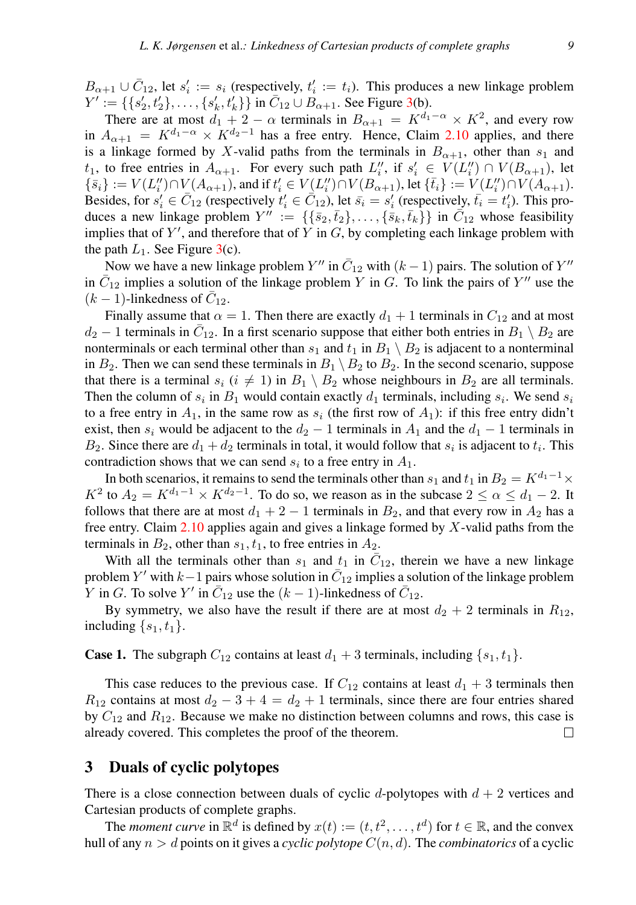$B_{\alpha+1} \cup \bar{C}_{12}$, let $s_i' := s_i$ (respectively, $t_i' := t_i$). This produces a new linkage problem $Y' := \{\{s_2', t_2'\}, \dots, \{s_k', t_k'\}\}$ in $\bar{C}_{12} \cup B_{\alpha+1}$. See Figure 3(b).

There are at most $d_1 + 2 - \alpha$ terminals in $B_{\alpha+1} = K^{d_1-\alpha} \times K^2$, and every row in $A_{\alpha+1} = K^{d_1-\alpha} \times K^{d_2-1}$ has a free entry. Hence, Claim 2.10 applies, and there is a linkage formed by $X$-valid paths from the terminals in $B_{\alpha+1}$, other than $s_1$ and $t_1$, to free entries in $A_{\alpha+1}$. For every such path $L_i''$, if $s_i' \in V(L_i'') \cap V(B_{\alpha+1})$, let $\{\bar{s}_i\} := V(L_i'') \cap V(A_{\alpha+1})$, and if $t_i' \in V(L_i'') \cap V(B_{\alpha+1})$, let $\{\bar{t}_i\} := V(L_i'') \cap V(A_{\alpha+1})$. Besides, for $s_i' \in \bar{C}_{12}$ (respectively $t_i' \in \bar{C}_{12}$), let $\bar{s}_i = s_i'$ (respectively, $\bar{t}_i = t_i'$). This produces a new linkage problem $Y'' := \{\{\bar{s}_2, \bar{t}_2\}, \dots, \{\bar{s}_k, \bar{t}_k\}\}$ in $\bar{C}_{12}$ whose feasibility implies that of $Y'$, and therefore that of $Y$ in $G$, by completing each linkage problem with the path $L_1$. See Figure 3(c).

Now we have a new linkage problem $Y''$ in $\bar{C}_{12}$ with $(k-1)$ pairs. The solution of $Y''$ in $\bar{C}_{12}$ implies a solution of the linkage problem $Y$ in $G$. To link the pairs of $Y''$ use the $(k-1)$-linkedness of $\bar{C}_{12}$.

Finally assume that $\alpha = 1$. Then there are exactly $d_1 + 1$ terminals in $C_{12}$ and at most $d_2 - 1$ terminals in $\bar{C}_{12}$. In a first scenario suppose that either both entries in $B_1 \setminus B_2$ are nonterminals or each terminal other than $s_1$ and $t_1$ in $B_1 \setminus B_2$ is adjacent to a nonterminal in $B_2$. Then we can send these terminals in $B_1 \setminus B_2$ to $B_2$. In the second scenario, suppose that there is a terminal $s_i$ ($i \neq 1$) in $B_1 \setminus B_2$ whose neighbours in $B_2$ are all terminals. Then the column of $s_i$ in $B_1$ would contain exactly $d_1$ terminals, including $s_i$. We send $s_i$ to a free entry in $A_1$, in the same row as $s_i$ (the first row of $A_1$): if this free entry didn't exist, then $s_i$ would be adjacent to the $d_2 - 1$ terminals in $A_1$ and the $d_1 - 1$ terminals in $B_2$. Since there are $d_1 + d_2$ terminals in total, it would follow that $s_i$ is adjacent to $t_i$. This contradiction shows that we can send $s_i$ to a free entry in $A_1$.

In both scenarios, it remains to send the terminals other than $s_1$ and $t_1$ in $B_2 = K^{d_1-1} \times K^2$ to $A_2 = K^{d_1-1} \times K^{d_2-1}$. To do so, we reason as in the subcase $2 \leq \alpha \leq d_1 - 2$. It follows that there are at most $d_1 + 2 - 1$ terminals in $B_2$, and that every row in $A_2$ has a free entry. Claim 2.10 applies again and gives a linkage formed by $X$-valid paths from the terminals in $B_2$, other than $s_1, t_1$, to free entries in $A_2$.

With all the terminals other than $s_1$ and $t_1$ in $\bar{C}_{12}$, therein we have a new linkage problem $Y'$ with $k-1$ pairs whose solution in $\bar{C}_{12}$ implies a solution of the linkage problem $Y$ in $G$. To solve $Y'$ in $\bar{C}_{12}$ use the $(k-1)$-linkedness of $\bar{C}_{12}$.

By symmetry, we also have the result if there are at most $d_2 + 2$ terminals in $R_{12}$, including $\{s_1, t_1\}$.

**Case 1.** The subgraph $C_{12}$ contains at least $d_1 + 3$ terminals, including $\{s_1, t_1\}$.

This case reduces to the previous case. If $C_{12}$ contains at least $d_1 + 3$ terminals then $R_{12}$ contains at most $d_2 - 3 + 4 = d_2 + 1$ terminals, since there are four entries shared by $C_{12}$ and $R_{12}$. Because we make no distinction between columns and rows, this case is already covered. This completes the proof of the theorem. ☐

## 3 Duals of cyclic polytopes

There is a close connection between duals of cyclic $d$-polytopes with $d + 2$ vertices and Cartesian products of complete graphs.

The *moment curve* in $\mathbb{R}^d$ is defined by $x(t) := (t, t^2, \dots, t^d)$ for $t \in \mathbb{R}$, and the convex hull of any $n > d$ points on it gives a *cyclic polytope* $C(n, d)$. The *combinatorics* of a cyclic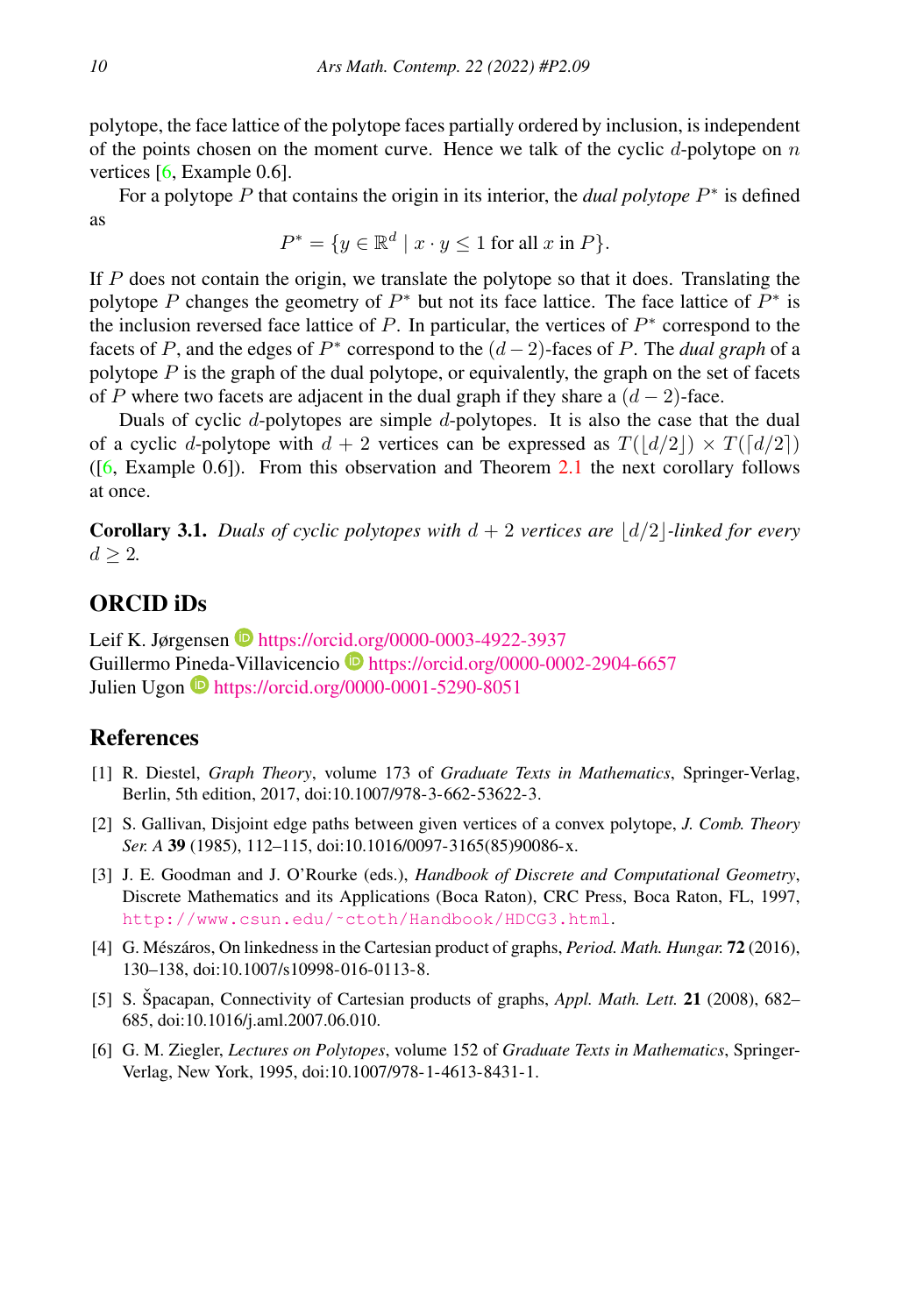polytope, the face lattice of the polytope faces partially ordered by inclusion, is independent of the points chosen on the moment curve. Hence we talk of the cyclic $d$-polytope on $n$ vertices [6, Example 0.6].

For a polytope $P$ that contains the origin in its interior, the *dual polytope* $P^*$ is defined as

$$P^* = \{y \in \mathbb{R}^d \mid x \cdot y \leq 1 \text{ for all } x \text{ in } P\}.$$

If $P$ does not contain the origin, we translate the polytope so that it does. Translating the polytope $P$ changes the geometry of $P^*$ but not its face lattice. The face lattice of $P^*$ is the inclusion reversed face lattice of $P$. In particular, the vertices of $P^*$ correspond to the facets of $P$, and the edges of $P^*$ correspond to the $(d-2)$-faces of $P$. The *dual graph* of a polytope $P$ is the graph of the dual polytope, or equivalently, the graph on the set of facets of $P$ where two facets are adjacent in the dual graph if they share a $(d-2)$-face.

Duals of cyclic $d$-polytopes are simple $d$-polytopes. It is also the case that the dual of a cyclic $d$-polytope with $d+2$ vertices can be expressed as $T(\lfloor d/2 \rfloor) \times T(\lceil d/2 \rceil)$ ([6, Example 0.6]). From this observation and Theorem 2.1 the next corollary follows at once.

**Corollary 3.1.** *Duals of cyclic polytopes with $d+2$ vertices are $\lfloor d/2 \rfloor$-linked for every $d \geq 2$.*

## ORCID iDs

Leif K. Jørgensen https://orcid.org/0000-0003-4922-3937
Guillermo Pineda-Villavicencio https://orcid.org/0000-0002-2904-6657
Julien Ugon https://orcid.org/0000-0001-5290-8051

## References

[1] R. Diestel, *Graph Theory*, volume 173 of *Graduate Texts in Mathematics*, Springer-Verlag, Berlin, 5th edition, 2017, doi:10.1007/978-3-662-53622-3.

[2] S. Gallivan, Disjoint edge paths between given vertices of a convex polytope, *J. Comb. Theory Ser. A* **39** (1985), 112–115, doi:10.1016/0097-3165(85)90086-x.

[3] J. E. Goodman and J. O'Rourke (eds.), *Handbook of Discrete and Computational Geometry*, Discrete Mathematics and its Applications (Boca Raton), CRC Press, Boca Raton, FL, 1997, http://www.csun.edu/~ctoth/Handbook/HDCG3.html.

[4] G. Mészáros, On linkedness in the Cartesian product of graphs, *Period. Math. Hungar.* **72** (2016), 130–138, doi:10.1007/s10998-016-0113-8.

[5] S. Špacapan, Connectivity of Cartesian products of graphs, *Appl. Math. Lett.* **21** (2008), 682–685, doi:10.1016/j.aml.2007.06.010.

[6] G. M. Ziegler, *Lectures on Polytopes*, volume 152 of *Graduate Texts in Mathematics*, Springer-Verlag, New York, 1995, doi:10.1007/978-1-4613-8431-1.